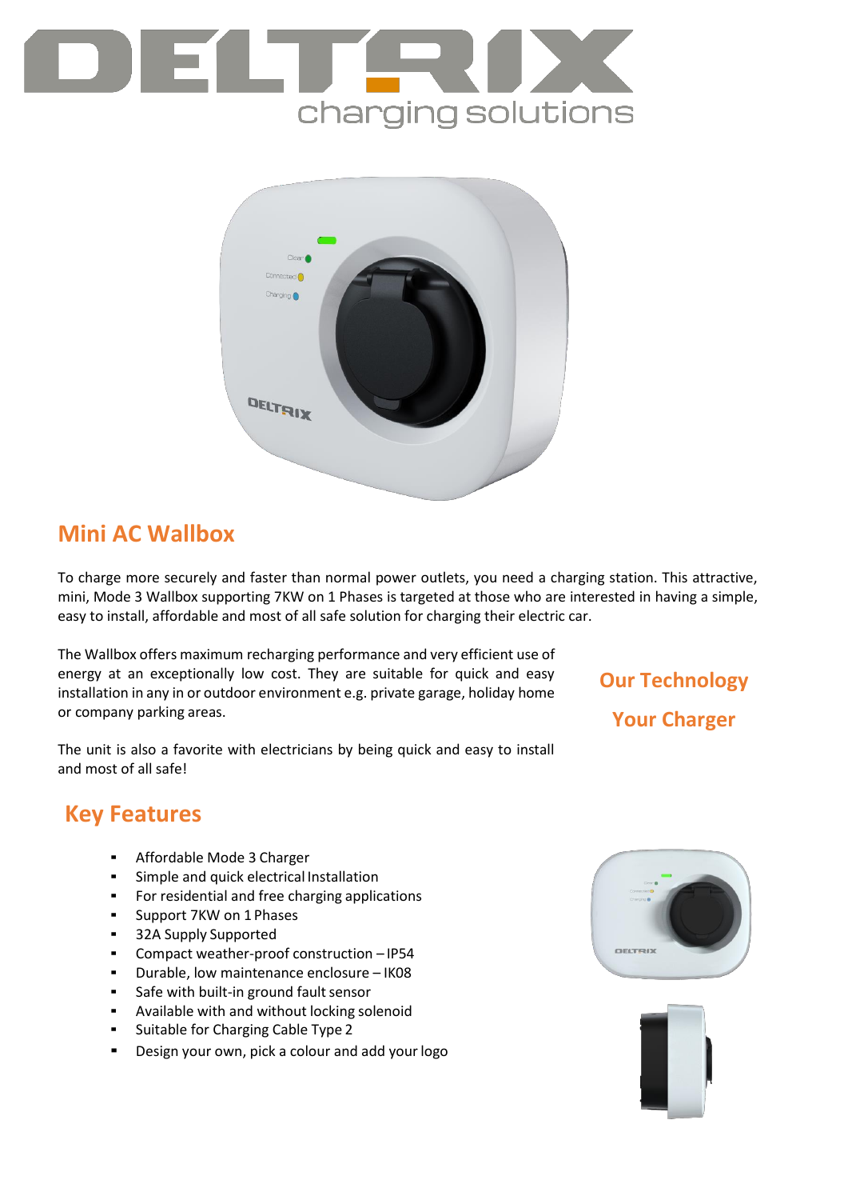# DELTRIX

charging solutions

## Mini AC Wallbox

To charge more securely and faster than normal power outlets, you need a charging station. This attractive, mini, Mode 3 Wallbox supporting 7KW on 1 Phases is targeted at those who are interested in having a simple, easy to install, affordable and most of all safe solution for charging their electric car.

The Wallbox offers maximum recharging performance and very efficient use of energy at an exceptionally low cost. They are suitable for quick and easy installation in any in or outdoor environment e.g. private garage, holiday home or company parking areas.

The unit is also a favorite with electricians by being quick and easy to install and most of all safe!

**Our Technology**

**Your Charger**

## Key Features

- Affordable Mode 3 Charger
- Simple and quick electrical Installation
- For residential and free charging applications
- Support 7KW on 1 Phases
- 32A Supply Supported
- Compact weather-proof construction – IP54
- Durable, low maintenance enclosure – IK08
- Safe with built-in ground fault sensor
- Available with and without locking solenoid
- Suitable for Charging Cable Type 2
- Design your own, pick a colour and add your logo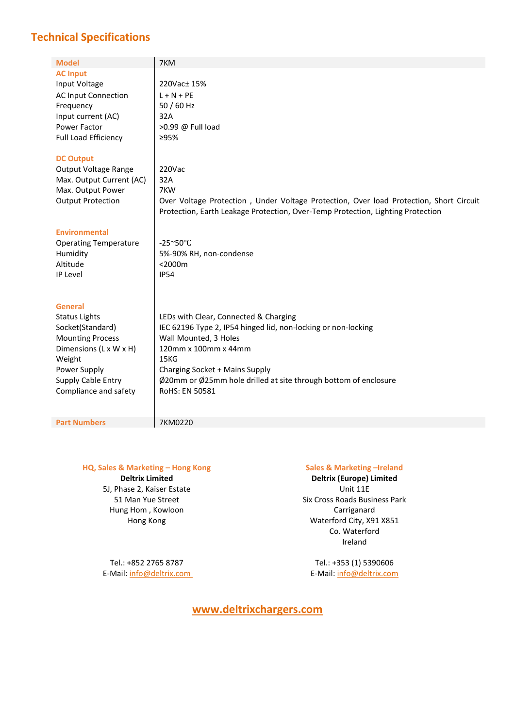## Technical Specifications

| | |
|---|---|
| **Model** | 7KM |
| **AC Input** | |
| Input Voltage | 220Vac± 15% |
| AC Input Connection | L + N + PE |
| Frequency | 50 / 60 Hz |
| Input current (AC) | 32A |
| Power Factor | >0.99 @ Full load |
| Full Load Efficiency | ≥95% |
| **DC Output** | |
| Output Voltage Range | 220Vac |
| Max. Output Current (AC) | 32A |
| Max. Output Power | 7KW |
| Output Protection | Over Voltage Protection , Under Voltage Protection, Over load Protection, Short Circuit Protection, Earth Leakage Protection, Over-Temp Protection, Lighting Protection |
| **Environmental** | |
| Operating Temperature | -25~50℃ |
| Humidity | 5%-90% RH, non-condense |
| Altitude | <2000m |
| IP Level | IP54 |
| **General** | |
| Status Lights | LEDs with Clear, Connected & Charging |
| Socket(Standard) | IEC 62196 Type 2, IP54 hinged lid, non-locking or non-locking |
| Mounting Process | Wall Mounted, 3 Holes |
| Dimensions (L x W x H) | 120mm x 100mm x 44mm |
| Weight | 15KG |
| Power Supply | Charging Socket + Mains Supply |
| Supply Cable Entry | Ø20mm or Ø25mm hole drilled at site through bottom of enclosure |
| Compliance and safety | RoHS: EN 50581 |
| **Part Numbers** | 7KM0220 |

**HQ, Sales & Marketing – Hong Kong**

**Deltrix Limited**
5J, Phase 2, Kaiser Estate
51 Man Yue Street
Hung Hom , Kowloon
Hong Kong

Tel.: +852 2765 8787
E-Mail: info@deltrix.com

**Sales & Marketing –Ireland**

**Deltrix (Europe) Limited**
Unit 11E
Six Cross Roads Business Park
Carriganard
Waterford City, X91 X851
Co. Waterford
Ireland

Tel.: +353 (1) 5390606
E-Mail: info@deltrix.com

**www.deltrixchargers.com**